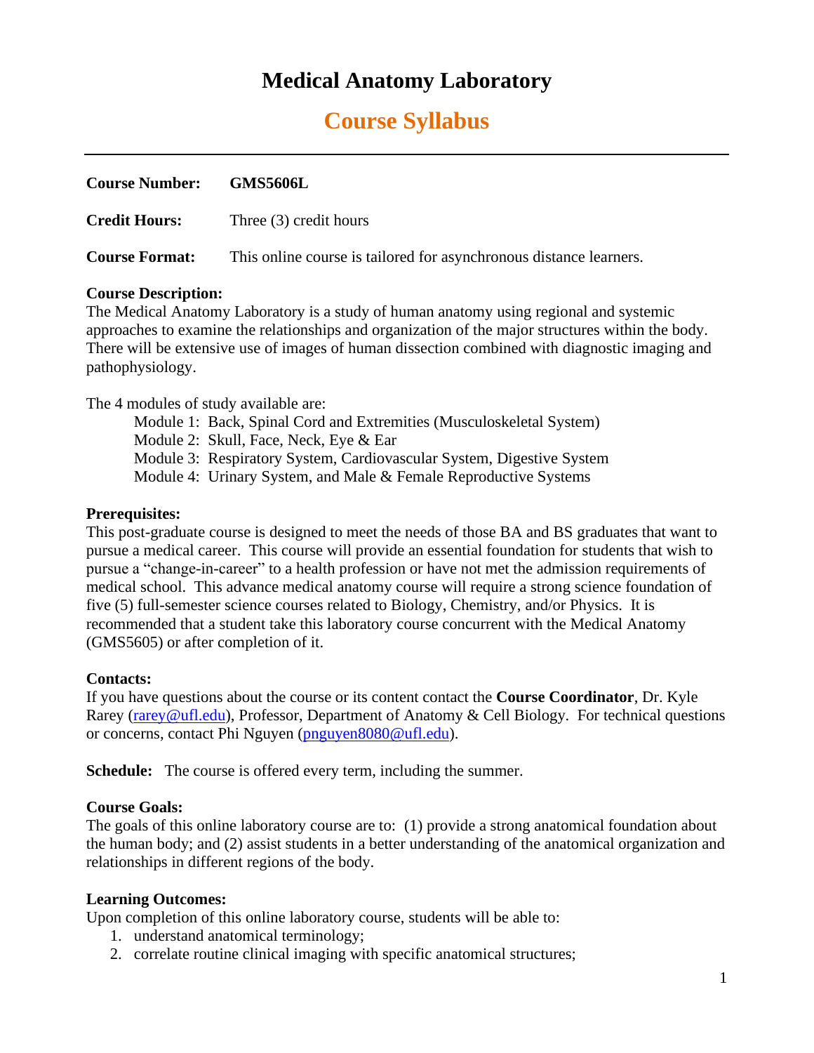# Medical Anatomy Laboratory

## Course Syllabus

---

**Course Number:** **GMS5606L**

**Credit Hours:** Three (3) credit hours

**Course Format:** This online course is tailored for asynchronous distance learners.

**Course Description:**
The Medical Anatomy Laboratory is a study of human anatomy using regional and systemic approaches to examine the relationships and organization of the major structures within the body. There will be extensive use of images of human dissection combined with diagnostic imaging and pathophysiology.

The 4 modules of study available are:

- Module 1: Back, Spinal Cord and Extremities (Musculoskeletal System)
- Module 2: Skull, Face, Neck, Eye & Ear
- Module 3: Respiratory System, Cardiovascular System, Digestive System
- Module 4: Urinary System, and Male & Female Reproductive Systems

**Prerequisites:**
This post-graduate course is designed to meet the needs of those BA and BS graduates that want to pursue a medical career. This course will provide an essential foundation for students that wish to pursue a "change-in-career" to a health profession or have not met the admission requirements of medical school. This advance medical anatomy course will require a strong science foundation of five (5) full-semester science courses related to Biology, Chemistry, and/or Physics. It is recommended that a student take this laboratory course concurrent with the Medical Anatomy (GMS5605) or after completion of it.

**Contacts:**
If you have questions about the course or its content contact the **Course Coordinator**, Dr. Kyle Rarey (rarey@ufl.edu), Professor, Department of Anatomy & Cell Biology. For technical questions or concerns, contact Phi Nguyen (pnguyen8080@ufl.edu).

**Schedule:** The course is offered every term, including the summer.

**Course Goals:**
The goals of this online laboratory course are to: (1) provide a strong anatomical foundation about the human body; and (2) assist students in a better understanding of the anatomical organization and relationships in different regions of the body.

**Learning Outcomes:**
Upon completion of this online laboratory course, students will be able to:

1. understand anatomical terminology;
2. correlate routine clinical imaging with specific anatomical structures;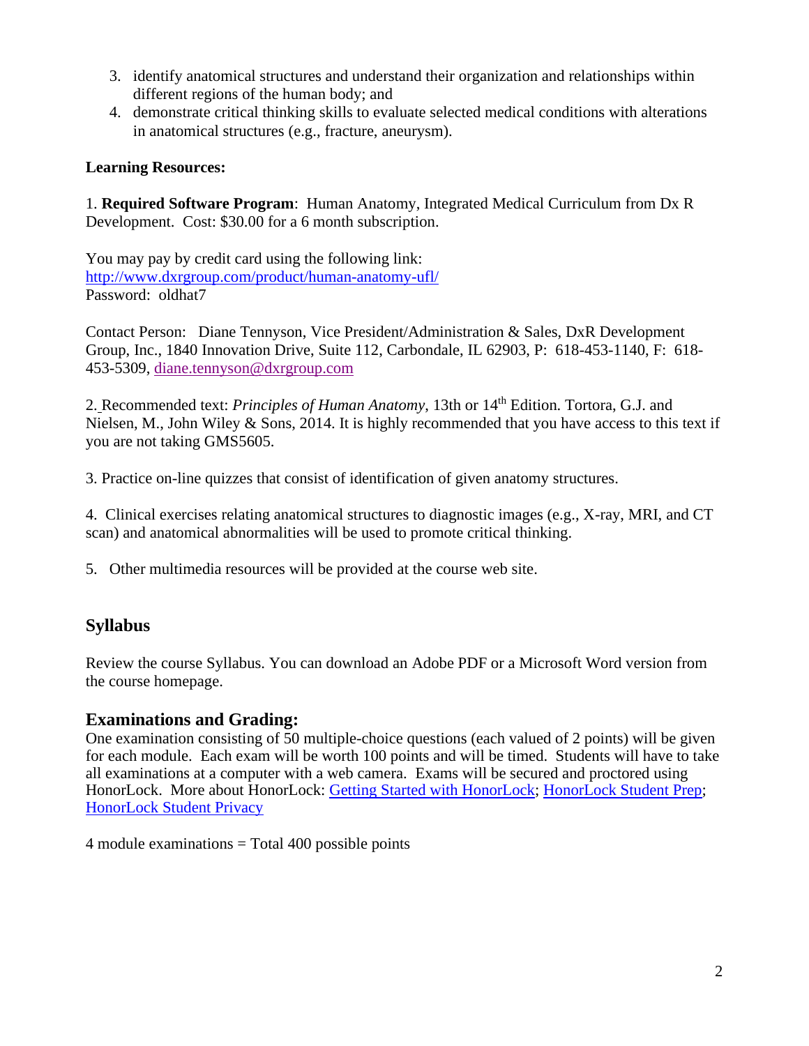3. identify anatomical structures and understand their organization and relationships within different regions of the human body; and
4. demonstrate critical thinking skills to evaluate selected medical conditions with alterations in anatomical structures (e.g., fracture, aneurysm).

**Learning Resources:**

1. **Required Software Program**: Human Anatomy, Integrated Medical Curriculum from Dx R Development. Cost: $30.00 for a 6 month subscription.

You may pay by credit card using the following link:
[http://www.dxrgroup.com/product/human-anatomy-ufl/](http://www.dxrgroup.com/product/human-anatomy-ufl/)
Password: oldhat7

Contact Person: Diane Tennyson, Vice President/Administration & Sales, DxR Development Group, Inc., 1840 Innovation Drive, Suite 112, Carbondale, IL 62903, P: 618-453-1140, F: 618-453-5309, [diane.tennyson@dxrgroup.com](mailto:diane.tennyson@dxrgroup.com)

2. Recommended text: *Principles of Human Anatomy*, 13th or 14th Edition. Tortora, G.J. and Nielsen, M., John Wiley & Sons, 2014. It is highly recommended that you have access to this text if you are not taking GMS5605.

3. Practice on-line quizzes that consist of identification of given anatomy structures.

4. Clinical exercises relating anatomical structures to diagnostic images (e.g., X-ray, MRI, and CT scan) and anatomical abnormalities will be used to promote critical thinking.

5. Other multimedia resources will be provided at the course web site.

## Syllabus

Review the course Syllabus. You can download an Adobe PDF or a Microsoft Word version from the course homepage.

## Examinations and Grading:

One examination consisting of 50 multiple-choice questions (each valued of 2 points) will be given for each module. Each exam will be worth 100 points and will be timed. Students will have to take all examinations at a computer with a web camera. Exams will be secured and proctored using HonorLock. More about HonorLock: [Getting Started with HonorLock](); [HonorLock Student Prep](); [HonorLock Student Privacy]()

4 module examinations = Total 400 possible points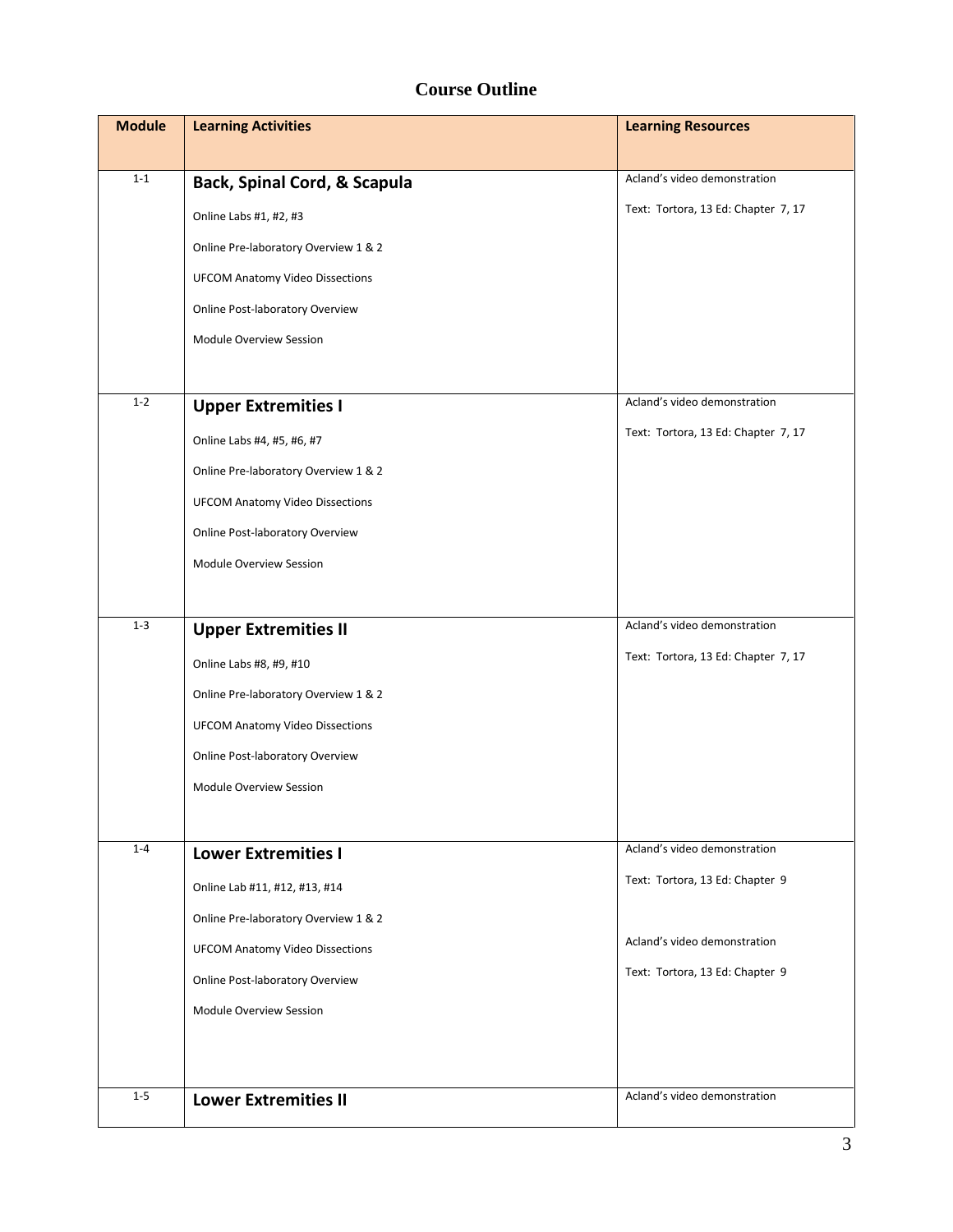# Course Outline

| Module | Learning Activities | Learning Resources |
|---|---|---|
| 1-1 | **Back, Spinal Cord, & Scapula**<br>Online Labs #1, #2, #3<br>Online Pre-laboratory Overview 1 & 2<br>UFCOM Anatomy Video Dissections<br>Online Post-laboratory Overview<br>Module Overview Session | Acland's video demonstration<br>Text: Tortora, 13 Ed: Chapter 7, 17 |
| 1-2 | **Upper Extremities I**<br>Online Labs #4, #5, #6, #7<br>Online Pre-laboratory Overview 1 & 2<br>UFCOM Anatomy Video Dissections<br>Online Post-laboratory Overview<br>Module Overview Session | Acland's video demonstration<br>Text: Tortora, 13 Ed: Chapter 7, 17 |
| 1-3 | **Upper Extremities II**<br>Online Labs #8, #9, #10<br>Online Pre-laboratory Overview 1 & 2<br>UFCOM Anatomy Video Dissections<br>Online Post-laboratory Overview<br>Module Overview Session | Acland's video demonstration<br>Text: Tortora, 13 Ed: Chapter 7, 17 |
| 1-4 | **Lower Extremities I**<br>Online Lab #11, #12, #13, #14<br>Online Pre-laboratory Overview 1 & 2<br>UFCOM Anatomy Video Dissections<br>Online Post-laboratory Overview<br>Module Overview Session | Acland's video demonstration<br>Text: Tortora, 13 Ed: Chapter 9<br>Acland's video demonstration<br>Text: Tortora, 13 Ed: Chapter 9 |
| 1-5 | **Lower Extremities II** | Acland's video demonstration |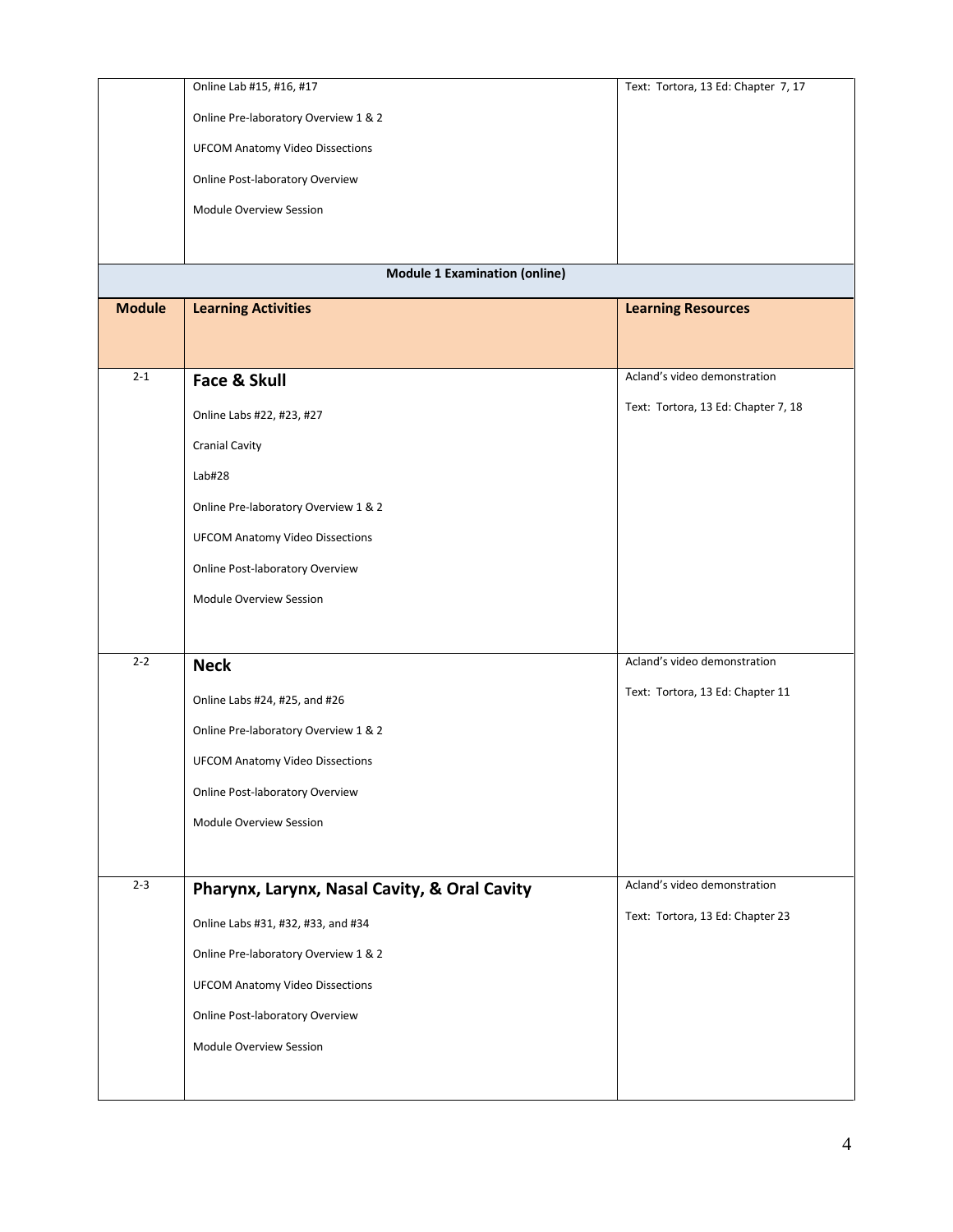| | | |
|---|---|---|
| | Online Lab #15, #16, #17<br><br>Online Pre-laboratory Overview 1 & 2<br><br>UFCOM Anatomy Video Dissections<br><br>Online Post-laboratory Overview<br><br>Module Overview Session | Text: Tortora, 13 Ed: Chapter 7, 17 |

**Module 1 Examination (online)**

| Module | Learning Activities | Learning Resources |
|---|---|---|
| 2-1 | **Face & Skull**<br><br>Online Labs #22, #23, #27<br><br>Cranial Cavity<br><br>Lab#28<br><br>Online Pre-laboratory Overview 1 & 2<br><br>UFCOM Anatomy Video Dissections<br><br>Online Post-laboratory Overview<br><br>Module Overview Session | Acland's video demonstration<br><br>Text: Tortora, 13 Ed: Chapter 7, 18 |
| 2-2 | **Neck**<br><br>Online Labs #24, #25, and #26<br><br>Online Pre-laboratory Overview 1 & 2<br><br>UFCOM Anatomy Video Dissections<br><br>Online Post-laboratory Overview<br><br>Module Overview Session | Acland's video demonstration<br><br>Text: Tortora, 13 Ed: Chapter 11 |
| 2-3 | **Pharynx, Larynx, Nasal Cavity, & Oral Cavity**<br><br>Online Labs #31, #32, #33, and #34<br><br>Online Pre-laboratory Overview 1 & 2<br><br>UFCOM Anatomy Video Dissections<br><br>Online Post-laboratory Overview<br><br>Module Overview Session | Acland's video demonstration<br><br>Text: Tortora, 13 Ed: Chapter 23 |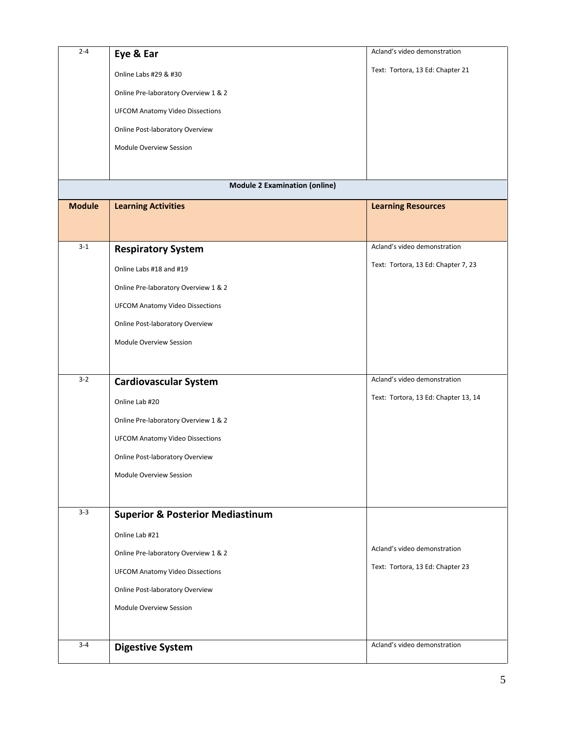| Module | Learning Activities | Learning Resources |
|---|---|---|
| 2-4 | **Eye & Ear**<br><br>Online Labs #29 & #30<br><br>Online Pre-laboratory Overview 1 & 2<br><br>UFCOM Anatomy Video Dissections<br><br>Online Post-laboratory Overview<br><br>Module Overview Session | Acland's video demonstration<br><br>Text: Tortora, 13 Ed: Chapter 21 |
| | **Module 2 Examination (online)** | |

| Module | Learning Activities | Learning Resources |
|---|---|---|
| 3-1 | **Respiratory System**<br><br>Online Labs #18 and #19<br><br>Online Pre-laboratory Overview 1 & 2<br><br>UFCOM Anatomy Video Dissections<br><br>Online Post-laboratory Overview<br><br>Module Overview Session | Acland's video demonstration<br><br>Text: Tortora, 13 Ed: Chapter 7, 23 |
| 3-2 | **Cardiovascular System**<br><br>Online Lab #20<br><br>Online Pre-laboratory Overview 1 & 2<br><br>UFCOM Anatomy Video Dissections<br><br>Online Post-laboratory Overview<br><br>Module Overview Session | Acland's video demonstration<br><br>Text: Tortora, 13 Ed: Chapter 13, 14 |
| 3-3 | **Superior & Posterior Mediastinum**<br><br>Online Lab #21<br><br>Online Pre-laboratory Overview 1 & 2<br><br>UFCOM Anatomy Video Dissections<br><br>Online Post-laboratory Overview<br><br>Module Overview Session | Acland's video demonstration<br><br>Text: Tortora, 13 Ed: Chapter 23 |
| 3-4 | **Digestive System** | Acland's video demonstration |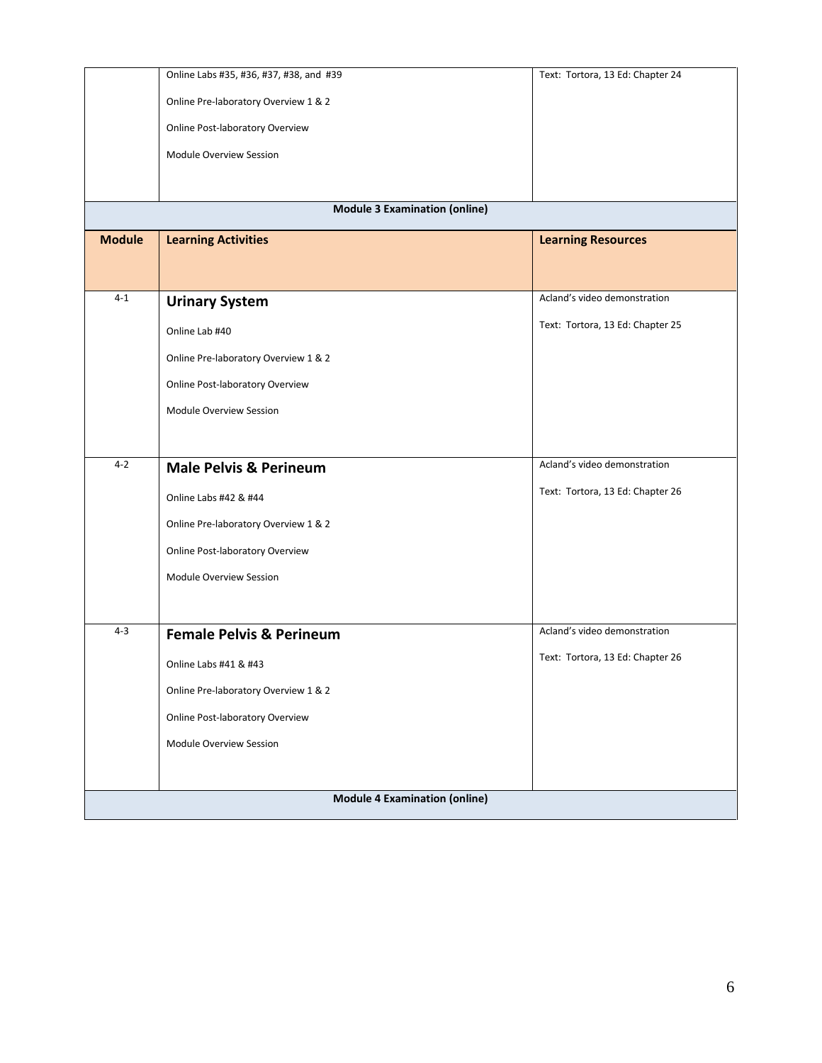| Module | Learning Activities | Learning Resources |
|---|---|---|
| | Online Labs #35, #36, #37, #38, and #39<br><br>Online Pre-laboratory Overview 1 & 2<br><br>Online Post-laboratory Overview<br><br>Module Overview Session | Text: Tortora, 13 Ed: Chapter 24 |
| | **Module 3 Examination (online)** | |
| **Module** | **Learning Activities** | **Learning Resources** |
| 4-1 | **Urinary System**<br><br>Online Lab #40<br><br>Online Pre-laboratory Overview 1 & 2<br><br>Online Post-laboratory Overview<br><br>Module Overview Session | Acland's video demonstration<br><br>Text: Tortora, 13 Ed: Chapter 25 |
| 4-2 | **Male Pelvis & Perineum**<br><br>Online Labs #42 & #44<br><br>Online Pre-laboratory Overview 1 & 2<br><br>Online Post-laboratory Overview<br><br>Module Overview Session | Acland's video demonstration<br><br>Text: Tortora, 13 Ed: Chapter 26 |
| 4-3 | **Female Pelvis & Perineum**<br><br>Online Labs #41 & #43<br><br>Online Pre-laboratory Overview 1 & 2<br><br>Online Post-laboratory Overview<br><br>Module Overview Session | Acland's video demonstration<br><br>Text: Tortora, 13 Ed: Chapter 26 |
| | **Module 4 Examination (online)** | |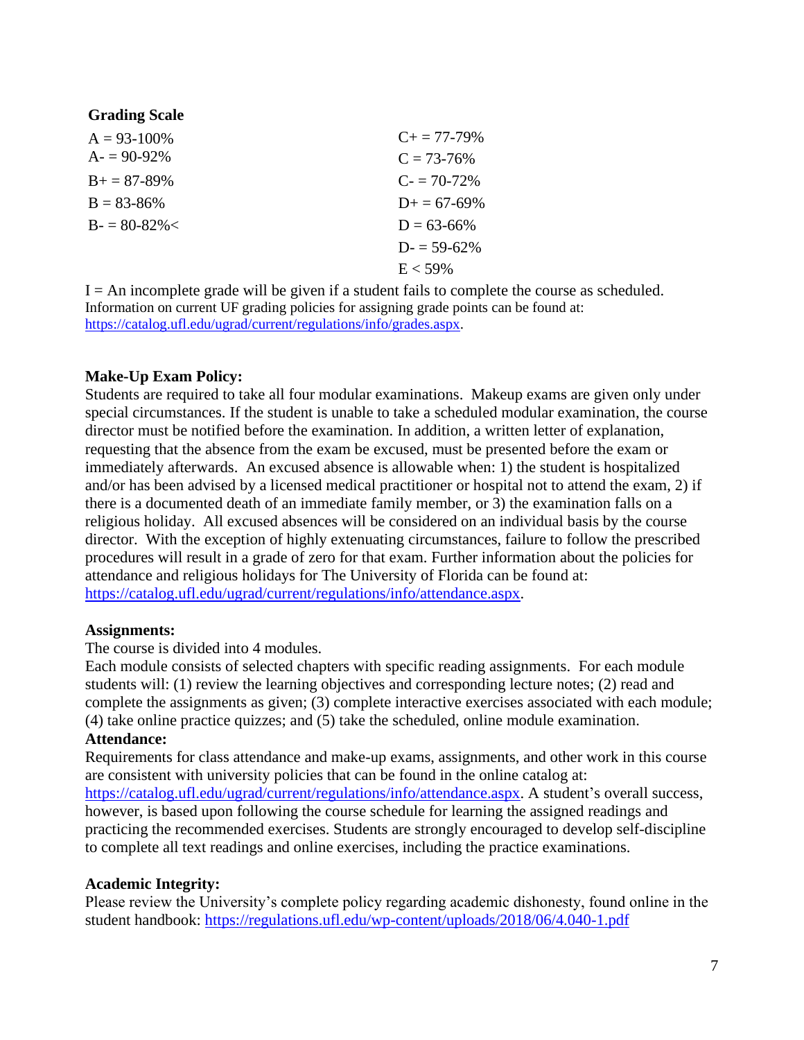**Grading Scale**

| | |
|---|---|
| A = 93-100% | C+ = 77-79% |
| A- = 90-92% | C = 73-76% |
| B+ = 87-89% | C- = 70-72% |
| B = 83-86% | D+ = 67-69% |
| B- = 80-82%< | D = 63-66% |
| | D- = 59-62% |
| | E < 59% |

I = An incomplete grade will be given if a student fails to complete the course as scheduled. Information on current UF grading policies for assigning grade points can be found at: https://catalog.ufl.edu/ugrad/current/regulations/info/grades.aspx.

**Make-Up Exam Policy:**
Students are required to take all four modular examinations. Makeup exams are given only under special circumstances. If the student is unable to take a scheduled modular examination, the course director must be notified before the examination. In addition, a written letter of explanation, requesting that the absence from the exam be excused, must be presented before the exam or immediately afterwards. An excused absence is allowable when: 1) the student is hospitalized and/or has been advised by a licensed medical practitioner or hospital not to attend the exam, 2) if there is a documented death of an immediate family member, or 3) the examination falls on a religious holiday. All excused absences will be considered on an individual basis by the course director. With the exception of highly extenuating circumstances, failure to follow the prescribed procedures will result in a grade of zero for that exam. Further information about the policies for attendance and religious holidays for The University of Florida can be found at: https://catalog.ufl.edu/ugrad/current/regulations/info/attendance.aspx.

**Assignments:**
The course is divided into 4 modules.
Each module consists of selected chapters with specific reading assignments. For each module students will: (1) review the learning objectives and corresponding lecture notes; (2) read and complete the assignments as given; (3) complete interactive exercises associated with each module; (4) take online practice quizzes; and (5) take the scheduled, online module examination.

**Attendance:**
Requirements for class attendance and make-up exams, assignments, and other work in this course are consistent with university policies that can be found in the online catalog at: https://catalog.ufl.edu/ugrad/current/regulations/info/attendance.aspx. A student's overall success, however, is based upon following the course schedule for learning the assigned readings and practicing the recommended exercises. Students are strongly encouraged to develop self-discipline to complete all text readings and online exercises, including the practice examinations.

**Academic Integrity:**
Please review the University's complete policy regarding academic dishonesty, found online in the student handbook: https://regulations.ufl.edu/wp-content/uploads/2018/06/4.040-1.pdf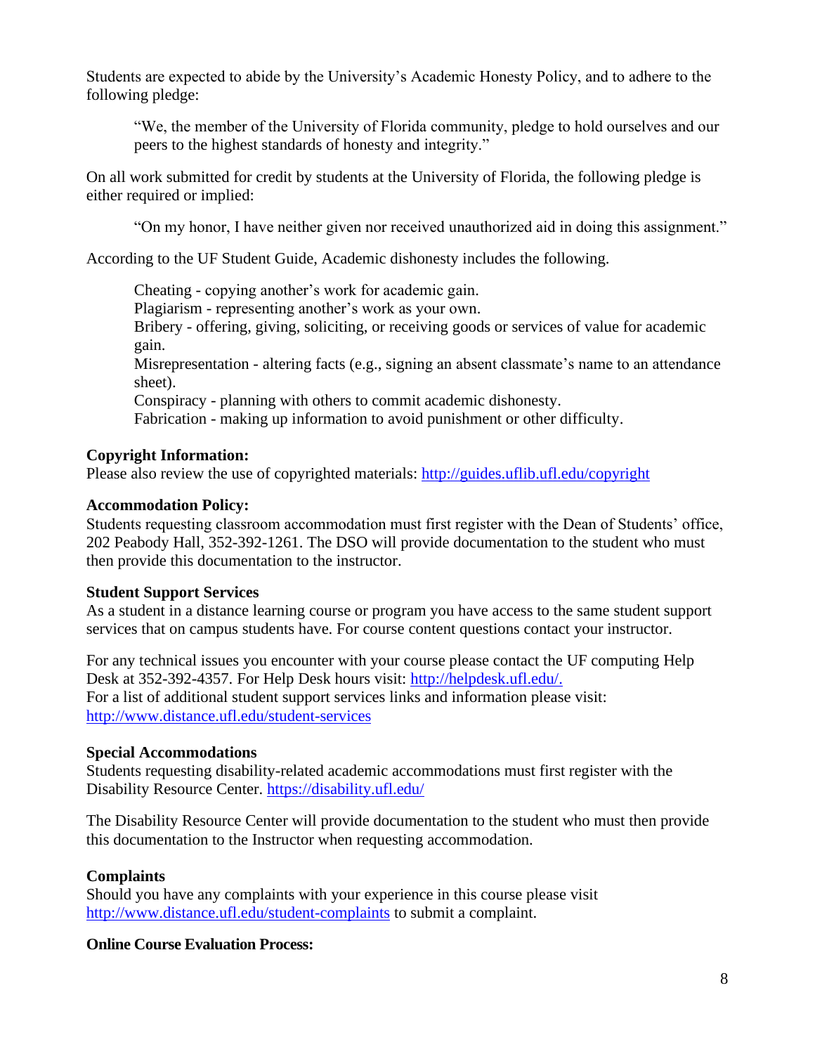Students are expected to abide by the University's Academic Honesty Policy, and to adhere to the following pledge:

> "We, the member of the University of Florida community, pledge to hold ourselves and our peers to the highest standards of honesty and integrity."

On all work submitted for credit by students at the University of Florida, the following pledge is either required or implied:

> "On my honor, I have neither given nor received unauthorized aid in doing this assignment."

According to the UF Student Guide, Academic dishonesty includes the following.

> Cheating - copying another's work for academic gain.
> Plagiarism - representing another's work as your own.
> Bribery - offering, giving, soliciting, or receiving goods or services of value for academic gain.
> Misrepresentation - altering facts (e.g., signing an absent classmate's name to an attendance sheet).
> Conspiracy - planning with others to commit academic dishonesty.
> Fabrication - making up information to avoid punishment or other difficulty.

**Copyright Information:**
Please also review the use of copyrighted materials: http://guides.uflib.ufl.edu/copyright

**Accommodation Policy:**
Students requesting classroom accommodation must first register with the Dean of Students' office, 202 Peabody Hall, 352-392-1261. The DSO will provide documentation to the student who must then provide this documentation to the instructor.

**Student Support Services**
As a student in a distance learning course or program you have access to the same student support services that on campus students have. For course content questions contact your instructor.

For any technical issues you encounter with your course please contact the UF computing Help Desk at 352-392-4357. For Help Desk hours visit: http://helpdesk.ufl.edu/.
For a list of additional student support services links and information please visit: http://www.distance.ufl.edu/student-services

**Special Accommodations**
Students requesting disability-related academic accommodations must first register with the Disability Resource Center. https://disability.ufl.edu/

The Disability Resource Center will provide documentation to the student who must then provide this documentation to the Instructor when requesting accommodation.

**Complaints**
Should you have any complaints with your experience in this course please visit http://www.distance.ufl.edu/student-complaints to submit a complaint.

**Online Course Evaluation Process:**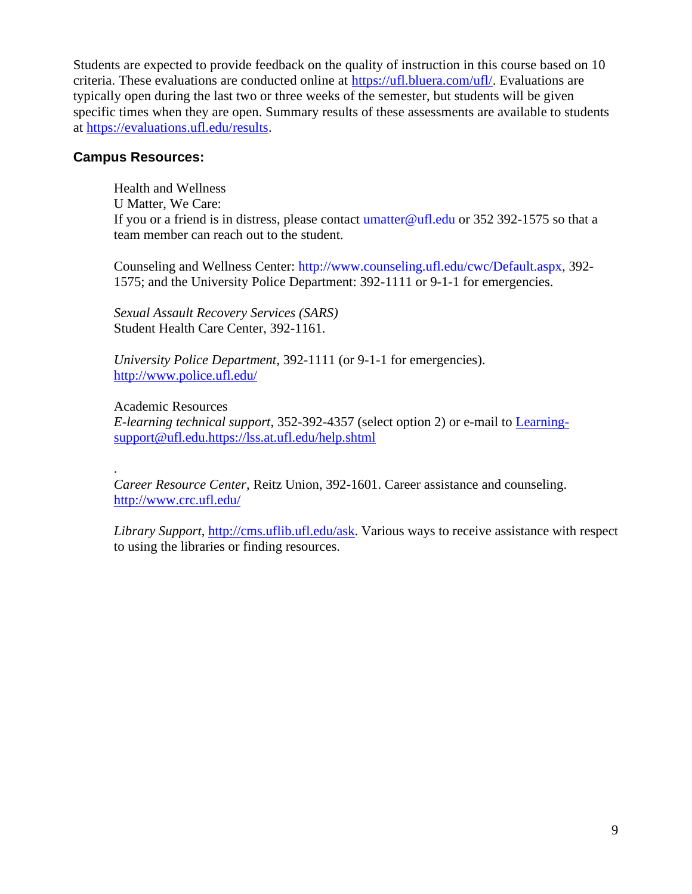Students are expected to provide feedback on the quality of instruction in this course based on 10 criteria. These evaluations are conducted online at https://ufl.bluera.com/ufl/. Evaluations are typically open during the last two or three weeks of the semester, but students will be given specific times when they are open. Summary results of these assessments are available to students at https://evaluations.ufl.edu/results.

### Campus Resources:

Health and Wellness
U Matter, We Care:
If you or a friend is in distress, please contact umatter@ufl.edu or 352 392-1575 so that a team member can reach out to the student.

Counseling and Wellness Center: http://www.counseling.ufl.edu/cwc/Default.aspx, 392-1575; and the University Police Department: 392-1111 or 9-1-1 for emergencies.

*Sexual Assault Recovery Services (SARS)*
Student Health Care Center, 392-1161.

*University Police Department*, 392-1111 (or 9-1-1 for emergencies).
http://www.police.ufl.edu/

Academic Resources
*E-learning technical support*, 352-392-4357 (select option 2) or e-mail to Learning-support@ufl.edu.https://lss.at.ufl.edu/help.shtml

.
*Career Resource Center*, Reitz Union, 392-1601. Career assistance and counseling.
http://www.crc.ufl.edu/

*Library Support*, http://cms.uflib.ufl.edu/ask. Various ways to receive assistance with respect to using the libraries or finding resources.